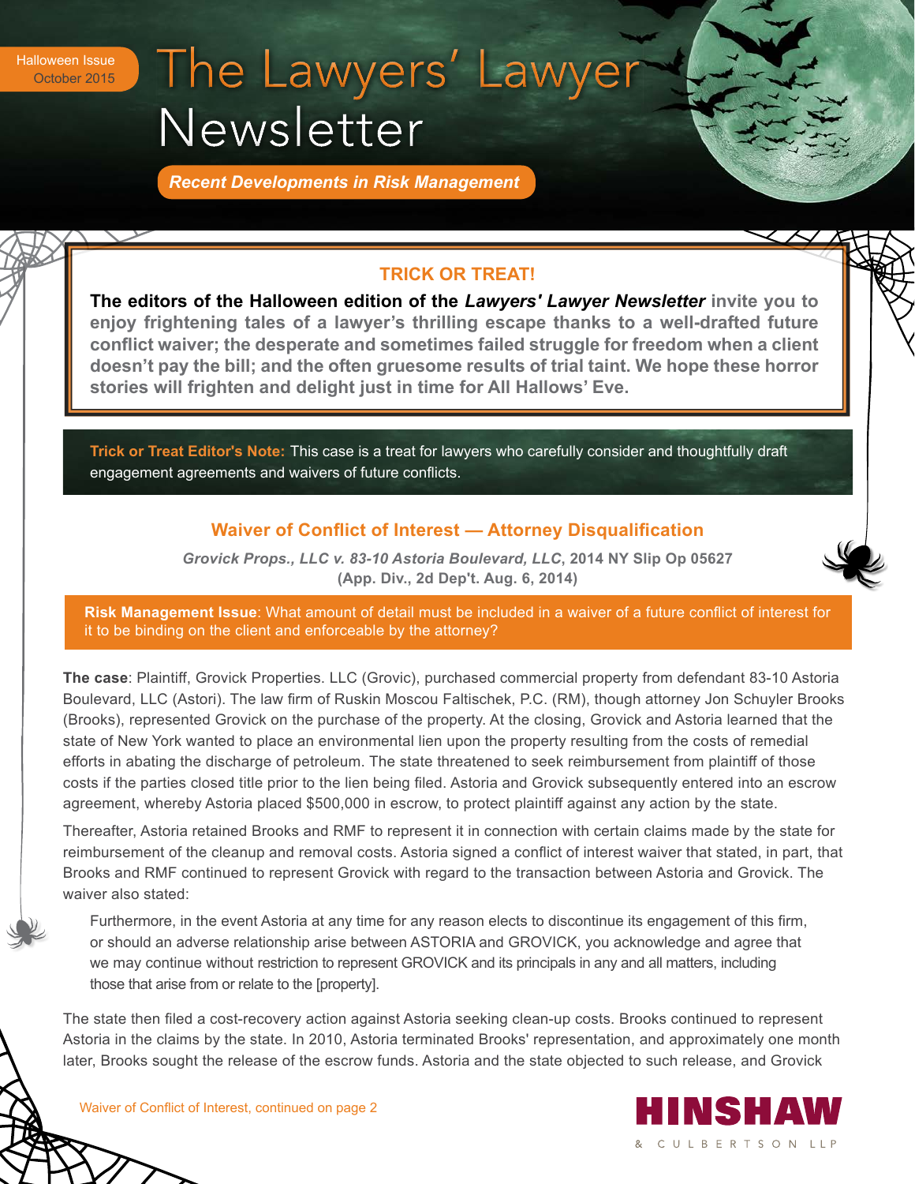Halloween Issue
October 2015

# The Lawyers' Lawyer Newsletter

***Recent Developments in Risk Management***

## TRICK OR TREAT!

**The editors of the Halloween edition of the *Lawyers' Lawyer Newsletter* invite you to enjoy frightening tales of a lawyer's thrilling escape thanks to a well-drafted future conflict waiver; the desperate and sometimes failed struggle for freedom when a client doesn't pay the bill; and the often gruesome results of trial taint. We hope these horror stories will frighten and delight just in time for All Hallows' Eve.**

**Trick or Treat Editor's Note:** This case is a treat for lawyers who carefully consider and thoughtfully draft engagement agreements and waivers of future conflicts.

### Waiver of Conflict of Interest — Attorney Disqualification

***Grovick Props., LLC v. 83-10 Astoria Boulevard, LLC*, 2014 NY Slip Op 05627 (App. Div., 2d Dep't. Aug. 6, 2014)**

**Risk Management Issue**: What amount of detail must be included in a waiver of a future conflict of interest for it to be binding on the client and enforceable by the attorney?

**The case**: Plaintiff, Grovick Properties. LLC (Grovic), purchased commercial property from defendant 83-10 Astoria Boulevard, LLC (Astori). The law firm of Ruskin Moscou Faltischek, P.C. (RM), though attorney Jon Schuyler Brooks (Brooks), represented Grovick on the purchase of the property. At the closing, Grovick and Astoria learned that the state of New York wanted to place an environmental lien upon the property resulting from the costs of remedial efforts in abating the discharge of petroleum. The state threatened to seek reimbursement from plaintiff of those costs if the parties closed title prior to the lien being filed. Astoria and Grovick subsequently entered into an escrow agreement, whereby Astoria placed $500,000 in escrow, to protect plaintiff against any action by the state.

Thereafter, Astoria retained Brooks and RMF to represent it in connection with certain claims made by the state for reimbursement of the cleanup and removal costs. Astoria signed a conflict of interest waiver that stated, in part, that Brooks and RMF continued to represent Grovick with regard to the transaction between Astoria and Grovick. The waiver also stated:

> Furthermore, in the event Astoria at any time for any reason elects to discontinue its engagement of this firm, or should an adverse relationship arise between ASTORIA and GROVICK, you acknowledge and agree that we may continue without restriction to represent GROVICK and its principals in any and all matters, including those that arise from or relate to the [property].

The state then filed a cost-recovery action against Astoria seeking clean-up costs. Brooks continued to represent Astoria in the claims by the state. In 2010, Astoria terminated Brooks' representation, and approximately one month later, Brooks sought the release of the escrow funds. Astoria and the state objected to such release, and Grovick

Waiver of Conflict of Interest, continued on page 2

HINSHAW & CULBERTSON LLP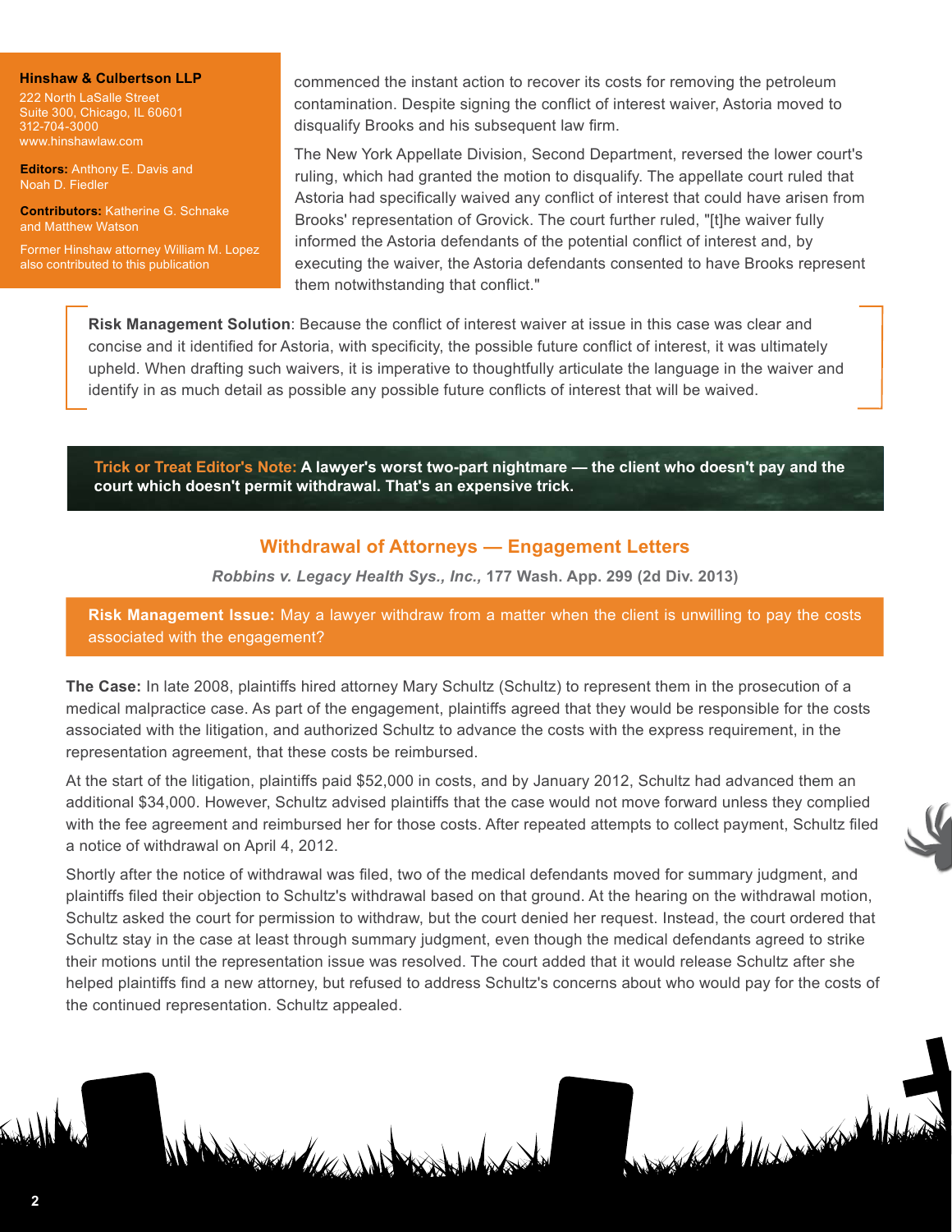**Hinshaw & Culbertson LLP**
222 North LaSalle Street
Suite 300, Chicago, IL 60601
312-704-3000
www.hinshawlaw.com

**Editors:** Anthony E. Davis and Noah D. Fiedler

**Contributors:** Katherine G. Schnake and Matthew Watson

Former Hinshaw attorney William M. Lopez also contributed to this publication

commenced the instant action to recover its costs for removing the petroleum contamination. Despite signing the conflict of interest waiver, Astoria moved to disqualify Brooks and his subsequent law firm.

The New York Appellate Division, Second Department, reversed the lower court's ruling, which had granted the motion to disqualify. The appellate court ruled that Astoria had specifically waived any conflict of interest that could have arisen from Brooks' representation of Grovick. The court further ruled, "[t]he waiver fully informed the Astoria defendants of the potential conflict of interest and, by executing the waiver, the Astoria defendants consented to have Brooks represent them notwithstanding that conflict."

**Risk Management Solution**: Because the conflict of interest waiver at issue in this case was clear and concise and it identified for Astoria, with specificity, the possible future conflict of interest, it was ultimately upheld. When drafting such waivers, it is imperative to thoughtfully articulate the language in the waiver and identify in as much detail as possible any possible future conflicts of interest that will be waived.

**Trick or Treat Editor's Note: A lawyer's worst two-part nightmare — the client who doesn't pay and the court which doesn't permit withdrawal. That's an expensive trick.**

## Withdrawal of Attorneys — Engagement Letters

***Robbins v. Legacy Health Sys., Inc.*, 177 Wash. App. 299 (2d Div. 2013)**

**Risk Management Issue:** May a lawyer withdraw from a matter when the client is unwilling to pay the costs associated with the engagement?

**The Case:** In late 2008, plaintiffs hired attorney Mary Schultz (Schultz) to represent them in the prosecution of a medical malpractice case. As part of the engagement, plaintiffs agreed that they would be responsible for the costs associated with the litigation, and authorized Schultz to advance the costs with the express requirement, in the representation agreement, that these costs be reimbursed.

At the start of the litigation, plaintiffs paid $52,000 in costs, and by January 2012, Schultz had advanced them an additional $34,000. However, Schultz advised plaintiffs that the case would not move forward unless they complied with the fee agreement and reimbursed her for those costs. After repeated attempts to collect payment, Schultz filed a notice of withdrawal on April 4, 2012.

Shortly after the notice of withdrawal was filed, two of the medical defendants moved for summary judgment, and plaintiffs filed their objection to Schultz's withdrawal based on that ground. At the hearing on the withdrawal motion, Schultz asked the court for permission to withdraw, but the court denied her request. Instead, the court ordered that Schultz stay in the case at least through summary judgment, even though the medical defendants agreed to strike their motions until the representation issue was resolved. The court added that it would release Schultz after she helped plaintiffs find a new attorney, but refused to address Schultz's concerns about who would pay for the costs of the continued representation. Schultz appealed.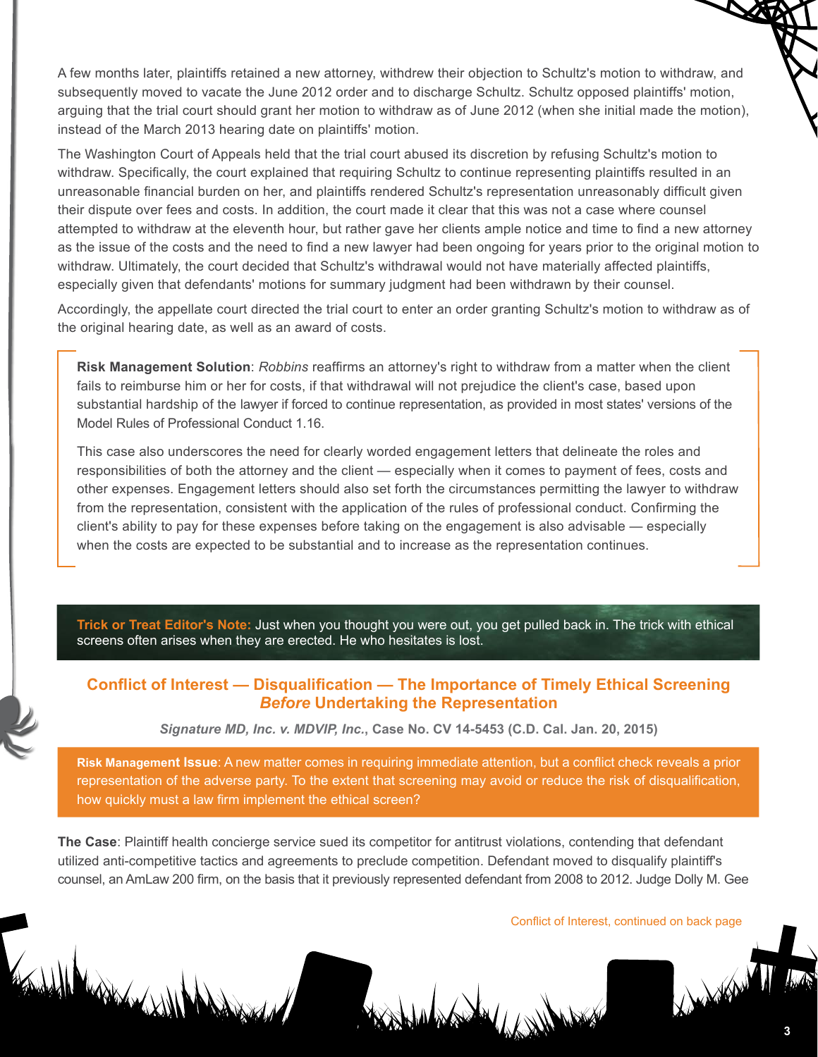A few months later, plaintiffs retained a new attorney, withdrew their objection to Schultz's motion to withdraw, and subsequently moved to vacate the June 2012 order and to discharge Schultz. Schultz opposed plaintiffs' motion, arguing that the trial court should grant her motion to withdraw as of June 2012 (when she initial made the motion), instead of the March 2013 hearing date on plaintiffs' motion.

The Washington Court of Appeals held that the trial court abused its discretion by refusing Schultz's motion to withdraw. Specifically, the court explained that requiring Schultz to continue representing plaintiffs resulted in an unreasonable financial burden on her, and plaintiffs rendered Schultz's representation unreasonably difficult given their dispute over fees and costs. In addition, the court made it clear that this was not a case where counsel attempted to withdraw at the eleventh hour, but rather gave her clients ample notice and time to find a new attorney as the issue of the costs and the need to find a new lawyer had been ongoing for years prior to the original motion to withdraw. Ultimately, the court decided that Schultz's withdrawal would not have materially affected plaintiffs, especially given that defendants' motions for summary judgment had been withdrawn by their counsel.

Accordingly, the appellate court directed the trial court to enter an order granting Schultz's motion to withdraw as of the original hearing date, as well as an award of costs.

**Risk Management Solution**: *Robbins* reaffirms an attorney's right to withdraw from a matter when the client fails to reimburse him or her for costs, if that withdrawal will not prejudice the client's case, based upon substantial hardship of the lawyer if forced to continue representation, as provided in most states' versions of the Model Rules of Professional Conduct 1.16.

This case also underscores the need for clearly worded engagement letters that delineate the roles and responsibilities of both the attorney and the client — especially when it comes to payment of fees, costs and other expenses. Engagement letters should also set forth the circumstances permitting the lawyer to withdraw from the representation, consistent with the application of the rules of professional conduct. Confirming the client's ability to pay for these expenses before taking on the engagement is also advisable — especially when the costs are expected to be substantial and to increase as the representation continues.

**Trick or Treat Editor's Note:** Just when you thought you were out, you get pulled back in. The trick with ethical screens often arises when they are erected. He who hesitates is lost.

## Conflict of Interest — Disqualification — The Importance of Timely Ethical Screening *Before* Undertaking the Representation

***Signature MD, Inc. v. MDVIP, Inc.*, Case No. CV 14-5453 (C.D. Cal. Jan. 20, 2015)**

**Risk Management Issue**: A new matter comes in requiring immediate attention, but a conflict check reveals a prior representation of the adverse party. To the extent that screening may avoid or reduce the risk of disqualification, how quickly must a law firm implement the ethical screen?

**The Case**: Plaintiff health concierge service sued its competitor for antitrust violations, contending that defendant utilized anti-competitive tactics and agreements to preclude competition. Defendant moved to disqualify plaintiff's counsel, an AmLaw 200 firm, on the basis that it previously represented defendant from 2008 to 2012. Judge Dolly M. Gee

Conflict of Interest, continued on back page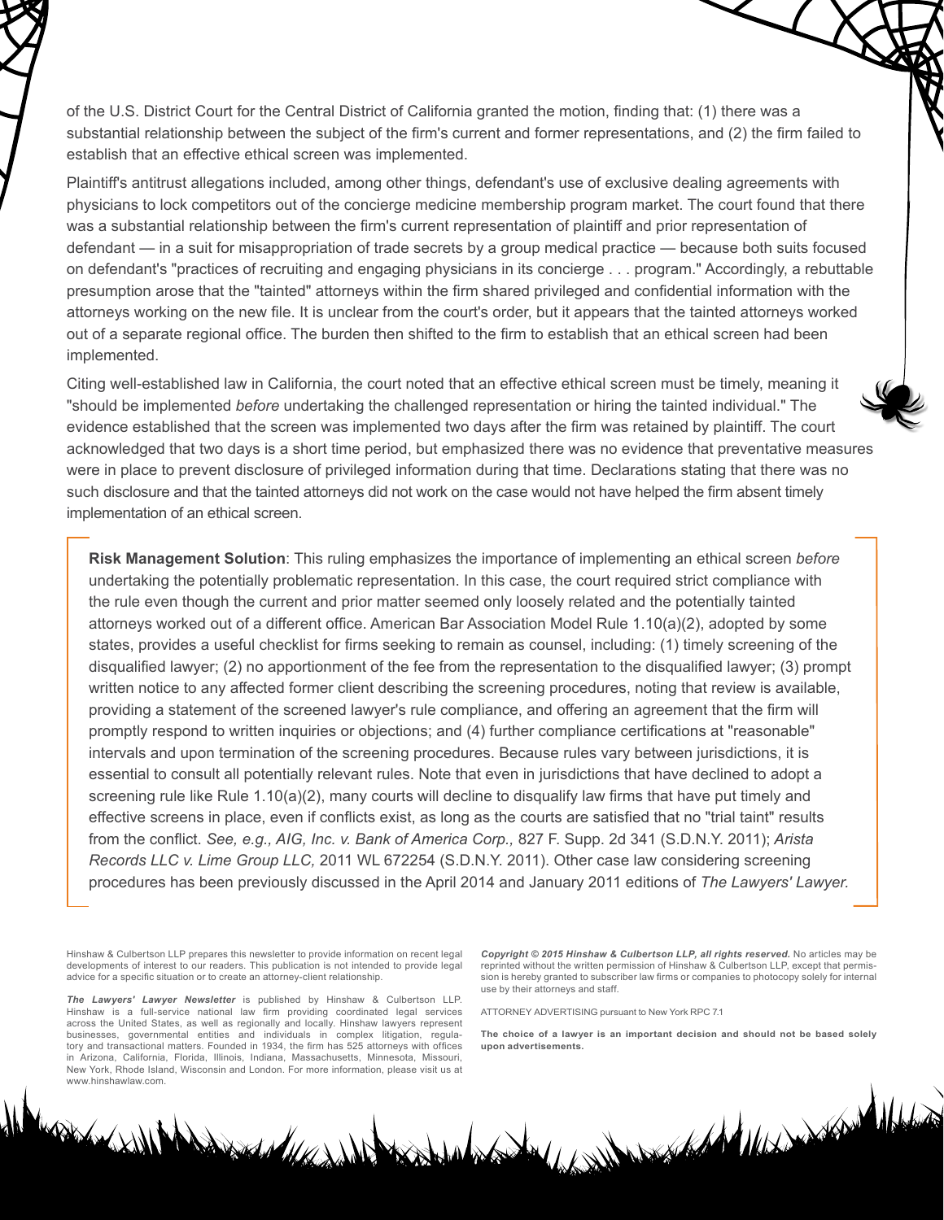of the U.S. District Court for the Central District of California granted the motion, finding that: (1) there was a substantial relationship between the subject of the firm's current and former representations, and (2) the firm failed to establish that an effective ethical screen was implemented.

Plaintiff's antitrust allegations included, among other things, defendant's use of exclusive dealing agreements with physicians to lock competitors out of the concierge medicine membership program market. The court found that there was a substantial relationship between the firm's current representation of plaintiff and prior representation of defendant — in a suit for misappropriation of trade secrets by a group medical practice — because both suits focused on defendant's "practices of recruiting and engaging physicians in its concierge . . . program." Accordingly, a rebuttable presumption arose that the "tainted" attorneys within the firm shared privileged and confidential information with the attorneys working on the new file. It is unclear from the court's order, but it appears that the tainted attorneys worked out of a separate regional office. The burden then shifted to the firm to establish that an ethical screen had been implemented.

Citing well-established law in California, the court noted that an effective ethical screen must be timely, meaning it "should be implemented *before* undertaking the challenged representation or hiring the tainted individual." The evidence established that the screen was implemented two days after the firm was retained by plaintiff. The court acknowledged that two days is a short time period, but emphasized there was no evidence that preventative measures were in place to prevent disclosure of privileged information during that time. Declarations stating that there was no such disclosure and that the tainted attorneys did not work on the case would not have helped the firm absent timely implementation of an ethical screen.

**Risk Management Solution**: This ruling emphasizes the importance of implementing an ethical screen *before* undertaking the potentially problematic representation. In this case, the court required strict compliance with the rule even though the current and prior matter seemed only loosely related and the potentially tainted attorneys worked out of a different office. American Bar Association Model Rule 1.10(a)(2), adopted by some states, provides a useful checklist for firms seeking to remain as counsel, including: (1) timely screening of the disqualified lawyer; (2) no apportionment of the fee from the representation to the disqualified lawyer; (3) prompt written notice to any affected former client describing the screening procedures, noting that review is available, providing a statement of the screened lawyer's rule compliance, and offering an agreement that the firm will promptly respond to written inquiries or objections; and (4) further compliance certifications at "reasonable" intervals and upon termination of the screening procedures. Because rules vary between jurisdictions, it is essential to consult all potentially relevant rules. Note that even in jurisdictions that have declined to adopt a screening rule like Rule 1.10(a)(2), many courts will decline to disqualify law firms that have put timely and effective screens in place, even if conflicts exist, as long as the courts are satisfied that no "trial taint" results from the conflict. *See, e.g., AIG, Inc. v. Bank of America Corp.,* 827 F. Supp. 2d 341 (S.D.N.Y. 2011); *Arista Records LLC v. Lime Group LLC,* 2011 WL 672254 (S.D.N.Y. 2011). Other case law considering screening procedures has been previously discussed in the April 2014 and January 2011 editions of *The Lawyers' Lawyer.*

Hinshaw & Culbertson LLP prepares this newsletter to provide information on recent legal developments of interest to our readers. This publication is not intended to provide legal advice for a specific situation or to create an attorney-client relationship.

***The Lawyers' Lawyer Newsletter*** is published by Hinshaw & Culbertson LLP. Hinshaw is a full-service national law firm providing coordinated legal services across the United States, as well as regionally and locally. Hinshaw lawyers represent businesses, governmental entities and individuals in complex litigation, regulatory and transactional matters. Founded in 1934, the firm has 525 attorneys with offices in Arizona, California, Florida, Illinois, Indiana, Massachusetts, Minnesota, Missouri, New York, Rhode Island, Wisconsin and London. For more information, please visit us at www.hinshawlaw.com.

***Copyright © 2015 Hinshaw & Culbertson LLP, all rights reserved.*** No articles may be reprinted without the written permission of Hinshaw & Culbertson LLP, except that permission is hereby granted to subscriber law firms or companies to photocopy solely for internal use by their attorneys and staff.

ATTORNEY ADVERTISING pursuant to New York RPC 7.1

**The choice of a lawyer is an important decision and should not be based solely upon advertisements.**